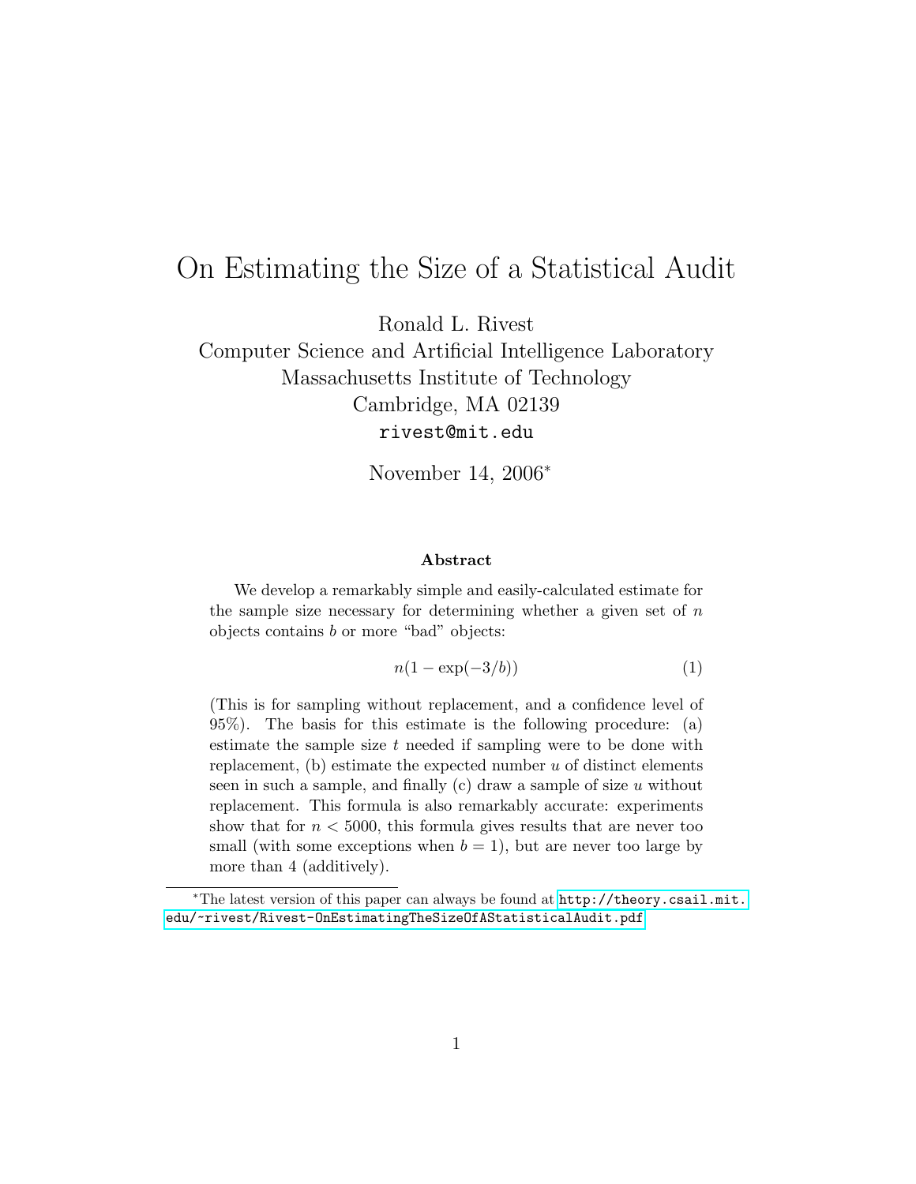# On Estimating the Size of a Statistical Audit

Ronald L. Rivest
Computer Science and Artificial Intelligence Laboratory
Massachusetts Institute of Technology
Cambridge, MA 02139
rivest@mit.edu

November 14, 2006*

### Abstract

We develop a remarkably simple and easily-calculated estimate for the sample size necessary for determining whether a given set of $n$ objects contains $b$ or more "bad" objects:

$$n(1 - \exp(-3/b)) \tag{1}$$

(This is for sampling without replacement, and a confidence level of 95%). The basis for this estimate is the following procedure: (a) estimate the sample size $t$ needed if sampling were to be done with replacement, (b) estimate the expected number $u$ of distinct elements seen in such a sample, and finally (c) draw a sample of size $u$ without replacement. This formula is also remarkably accurate: experiments show that for $n < 5000$, this formula gives results that are never too small (with some exceptions when $b = 1$), but are never too large by more than 4 (additively).

---

*The latest version of this paper can always be found at http://theory.csail.mit.edu/~rivest/Rivest-OnEstimatingTheSizeOfAStatisticalAudit.pdf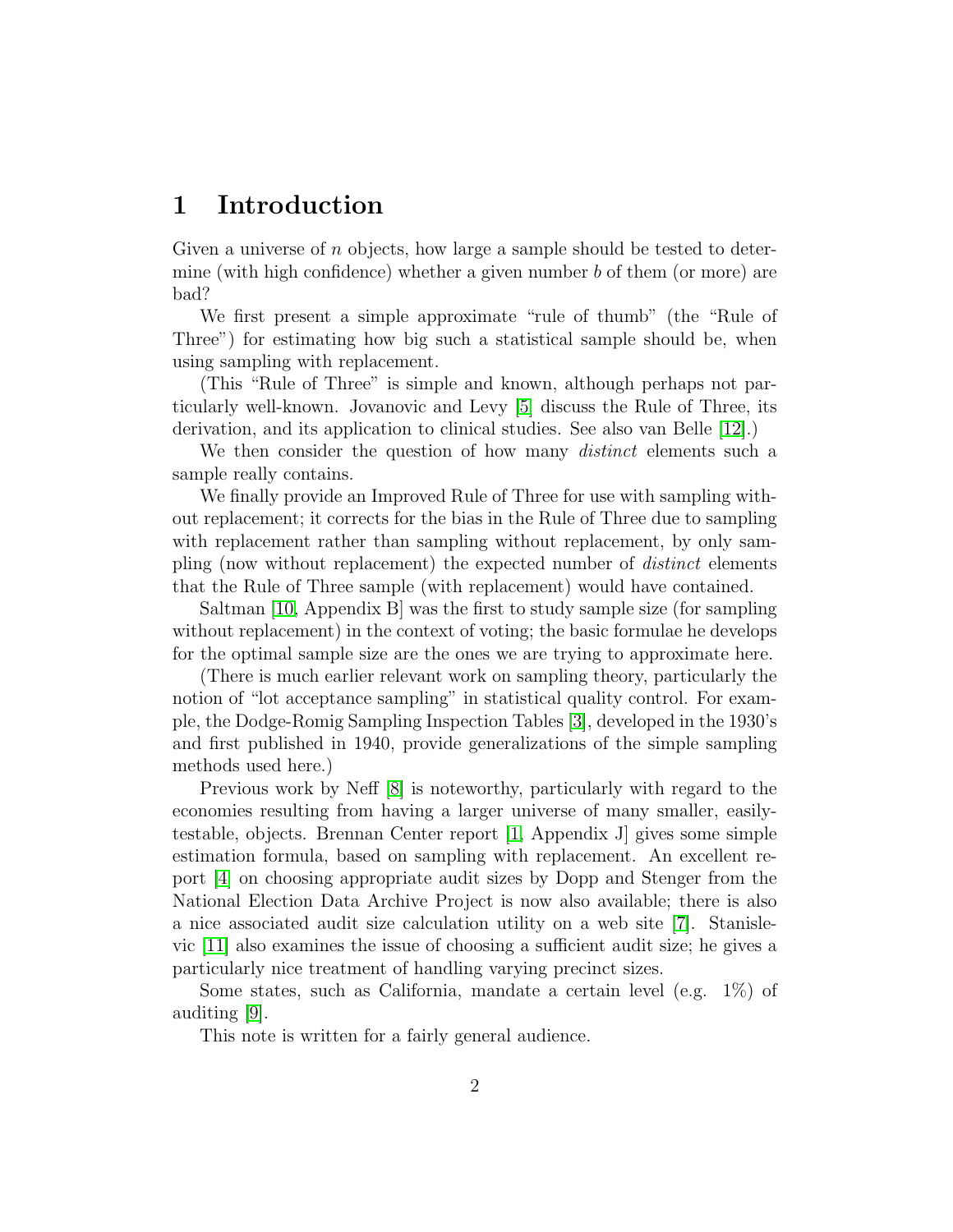# 1 Introduction

Given a universe of $n$ objects, how large a sample should be tested to determine (with high confidence) whether a given number $b$ of them (or more) are bad?

We first present a simple approximate "rule of thumb" (the "Rule of Three") for estimating how big such a statistical sample should be, when using sampling with replacement.

(This "Rule of Three" is simple and known, although perhaps not particularly well-known. Jovanovic and Levy [5] discuss the Rule of Three, its derivation, and its application to clinical studies. See also van Belle [12].)

We then consider the question of how many *distinct* elements such a sample really contains.

We finally provide an Improved Rule of Three for use with sampling without replacement; it corrects for the bias in the Rule of Three due to sampling with replacement rather than sampling without replacement, by only sampling (now without replacement) the expected number of *distinct* elements that the Rule of Three sample (with replacement) would have contained.

Saltman [10, Appendix B] was the first to study sample size (for sampling without replacement) in the context of voting; the basic formulae he develops for the optimal sample size are the ones we are trying to approximate here.

(There is much earlier relevant work on sampling theory, particularly the notion of "lot acceptance sampling" in statistical quality control. For example, the Dodge-Romig Sampling Inspection Tables [3], developed in the 1930's and first published in 1940, provide generalizations of the simple sampling methods used here.)

Previous work by Neff [8] is noteworthy, particularly with regard to the economies resulting from having a larger universe of many smaller, easily-testable, objects. Brennan Center report [1, Appendix J] gives some simple estimation formula, based on sampling with replacement. An excellent report [4] on choosing appropriate audit sizes by Dopp and Stenger from the National Election Data Archive Project is now also available; there is also a nice associated audit size calculation utility on a web site [7]. Stanislevic [11] also examines the issue of choosing a sufficient audit size; he gives a particularly nice treatment of handling varying precinct sizes.

Some states, such as California, mandate a certain level (e.g. 1%) of auditing [9].

This note is written for a fairly general audience.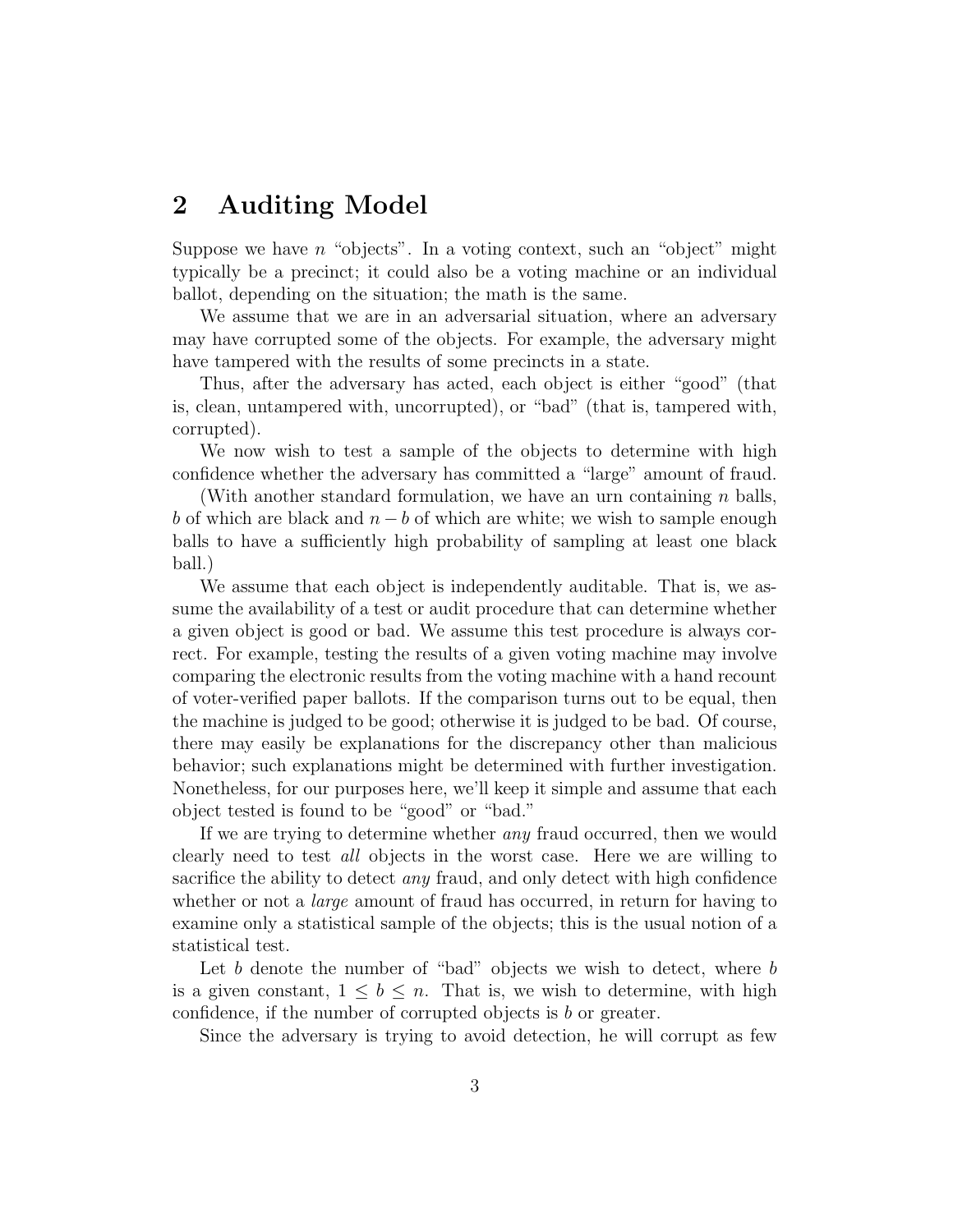## 2 Auditing Model

Suppose we have $n$ "objects". In a voting context, such an "object" might typically be a precinct; it could also be a voting machine or an individual ballot, depending on the situation; the math is the same.

We assume that we are in an adversarial situation, where an adversary may have corrupted some of the objects. For example, the adversary might have tampered with the results of some precincts in a state.

Thus, after the adversary has acted, each object is either "good" (that is, clean, untampered with, uncorrupted), or "bad" (that is, tampered with, corrupted).

We now wish to test a sample of the objects to determine with high confidence whether the adversary has committed a "large" amount of fraud.

(With another standard formulation, we have an urn containing $n$ balls, $b$ of which are black and $n - b$ of which are white; we wish to sample enough balls to have a sufficiently high probability of sampling at least one black ball.)

We assume that each object is independently auditable. That is, we assume the availability of a test or audit procedure that can determine whether a given object is good or bad. We assume this test procedure is always correct. For example, testing the results of a given voting machine may involve comparing the electronic results from the voting machine with a hand recount of voter-verified paper ballots. If the comparison turns out to be equal, then the machine is judged to be good; otherwise it is judged to be bad. Of course, there may easily be explanations for the discrepancy other than malicious behavior; such explanations might be determined with further investigation. Nonetheless, for our purposes here, we'll keep it simple and assume that each object tested is found to be "good" or "bad."

If we are trying to determine whether *any* fraud occurred, then we would clearly need to test *all* objects in the worst case. Here we are willing to sacrifice the ability to detect *any* fraud, and only detect with high confidence whether or not a *large* amount of fraud has occurred, in return for having to examine only a statistical sample of the objects; this is the usual notion of a statistical test.

Let $b$ denote the number of "bad" objects we wish to detect, where $b$ is a given constant, $1 \leq b \leq n$. That is, we wish to determine, with high confidence, if the number of corrupted objects is $b$ or greater.

Since the adversary is trying to avoid detection, he will corrupt as few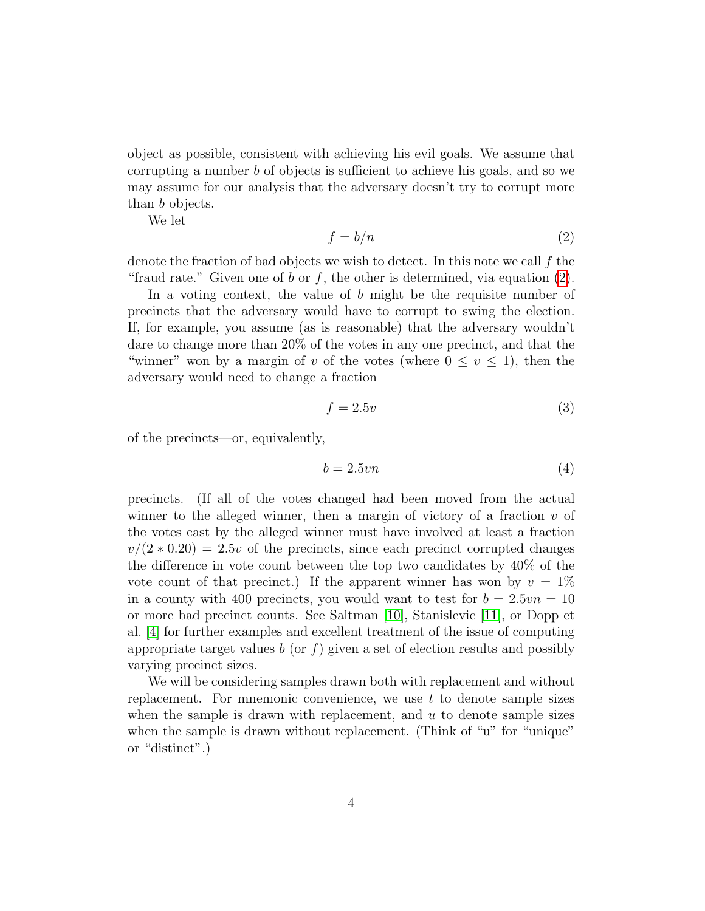object as possible, consistent with achieving his evil goals. We assume that corrupting a number $b$ of objects is sufficient to achieve his goals, and so we may assume for our analysis that the adversary doesn't try to corrupt more than $b$ objects.

We let

$$f = b/n \tag{2}$$

denote the fraction of bad objects we wish to detect. In this note we call $f$ the "fraud rate." Given one of $b$ or $f$, the other is determined, via equation (2).

In a voting context, the value of $b$ might be the requisite number of precincts that the adversary would have to corrupt to swing the election. If, for example, you assume (as is reasonable) that the adversary wouldn't dare to change more than 20% of the votes in any one precinct, and that the "winner" won by a margin of $v$ of the votes (where $0 \leq v \leq 1$), then the adversary would need to change a fraction

$$f = 2.5v \tag{3}$$

of the precincts—or, equivalently,

$$b = 2.5vn \tag{4}$$

precincts. (If all of the votes changed had been moved from the actual winner to the alleged winner, then a margin of victory of a fraction $v$ of the votes cast by the alleged winner must have involved at least a fraction $v/(2 * 0.20) = 2.5v$ of the precincts, since each precinct corrupted changes the difference in vote count between the top two candidates by 40% of the vote count of that precinct.) If the apparent winner has won by $v = 1\%$ in a county with 400 precincts, you would want to test for $b = 2.5vn = 10$ or more bad precinct counts. See Saltman [10], Stanislevic [11], or Dopp et al. [4] for further examples and excellent treatment of the issue of computing appropriate target values $b$ (or $f$) given a set of election results and possibly varying precinct sizes.

We will be considering samples drawn both with replacement and without replacement. For mnemonic convenience, we use $t$ to denote sample sizes when the sample is drawn with replacement, and $u$ to denote sample sizes when the sample is drawn without replacement. (Think of "u" for "unique" or "distinct".)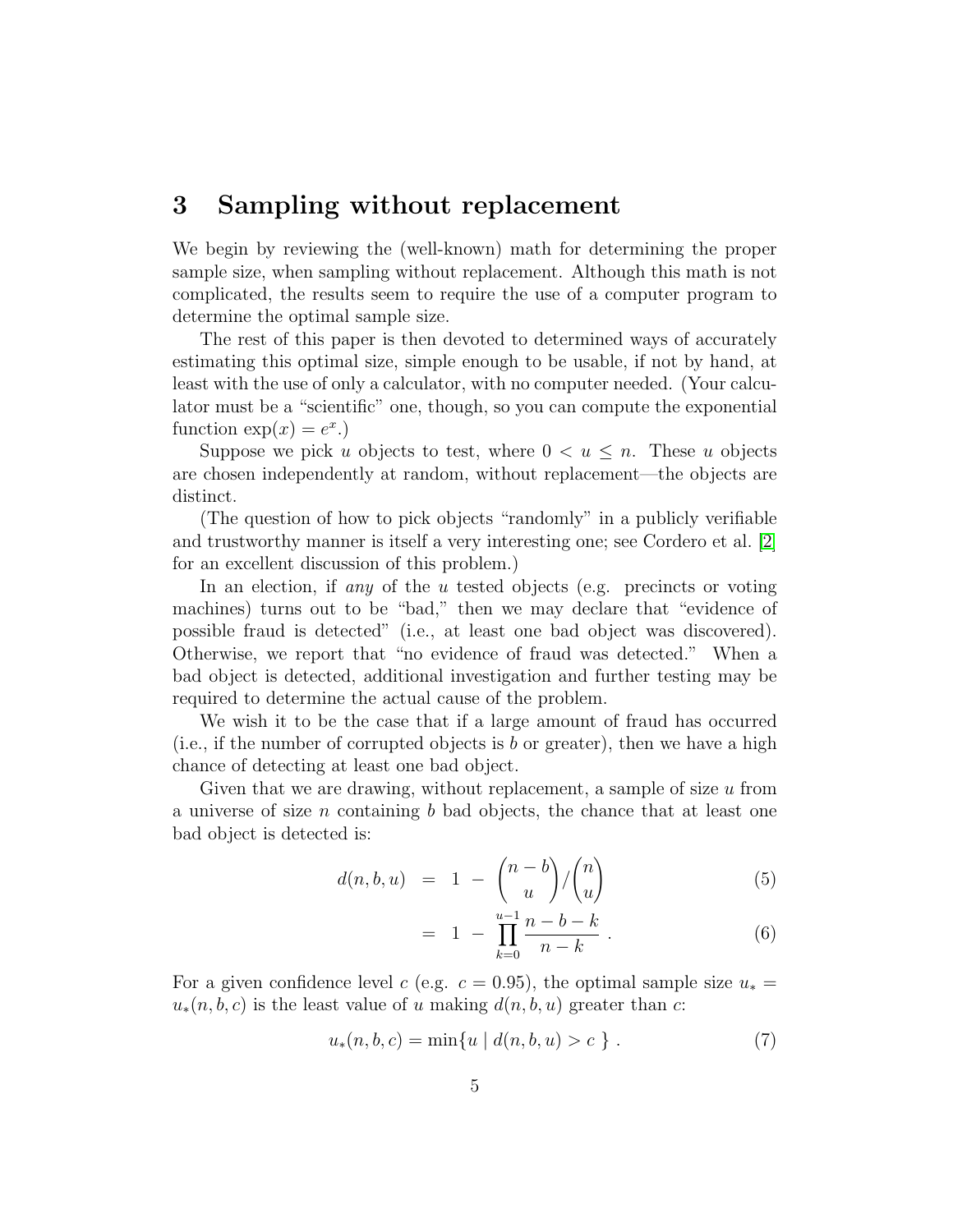## 3 Sampling without replacement

We begin by reviewing the (well-known) math for determining the proper sample size, when sampling without replacement. Although this math is not complicated, the results seem to require the use of a computer program to determine the optimal sample size.

The rest of this paper is then devoted to determined ways of accurately estimating this optimal size, simple enough to be usable, if not by hand, at least with the use of only a calculator, with no computer needed. (Your calculator must be a "scientific" one, though, so you can compute the exponential function $\exp(x) = e^x$.)

Suppose we pick $u$ objects to test, where $0 < u \leq n$. These $u$ objects are chosen independently at random, without replacement—the objects are distinct.

(The question of how to pick objects "randomly" in a publicly verifiable and trustworthy manner is itself a very interesting one; see Cordero et al. [2] for an excellent discussion of this problem.)

In an election, if *any* of the $u$ tested objects (e.g. precincts or voting machines) turns out to be "bad," then we may declare that "evidence of possible fraud is detected" (i.e., at least one bad object was discovered). Otherwise, we report that "no evidence of fraud was detected." When a bad object is detected, additional investigation and further testing may be required to determine the actual cause of the problem.

We wish it to be the case that if a large amount of fraud has occurred (i.e., if the number of corrupted objects is $b$ or greater), then we have a high chance of detecting at least one bad object.

Given that we are drawing, without replacement, a sample of size $u$ from a universe of size $n$ containing $b$ bad objects, the chance that at least one bad object is detected is:

$$d(n, b, u) = 1 - \binom{n-b}{u} \Big/ \binom{n}{u} \tag{5}$$

$$= 1 - \prod_{k=0}^{u-1} \frac{n-b-k}{n-k} \ . \tag{6}$$

For a given confidence level $c$ (e.g. $c = 0.95$), the optimal sample size $u_* = u_*(n, b, c)$ is the least value of $u$ making $d(n, b, u)$ greater than $c$:

$$u_*(n, b, c) = \min\{u \mid d(n, b, u) > c\} \ . \tag{7}$$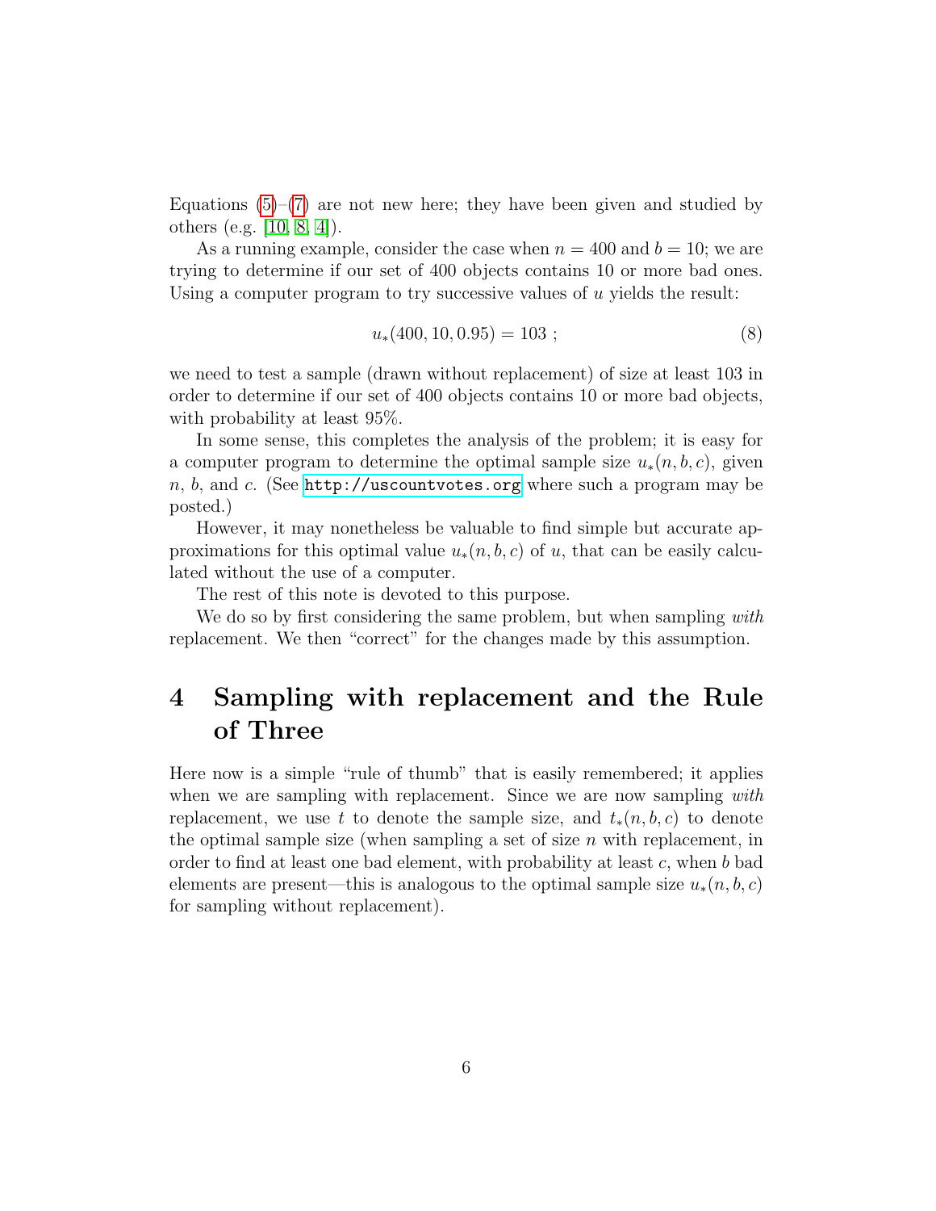Equations (5)–(7) are not new here; they have been given and studied by others (e.g. [10, 8, 4]).

As a running example, consider the case when $n = 400$ and $b = 10$; we are trying to determine if our set of 400 objects contains 10 or more bad ones. Using a computer program to try successive values of $u$ yields the result:

$$u_*(400, 10, 0.95) = 103 \; ; \tag{8}$$

we need to test a sample (drawn without replacement) of size at least 103 in order to determine if our set of 400 objects contains 10 or more bad objects, with probability at least 95%.

In some sense, this completes the analysis of the problem; it is easy for a computer program to determine the optimal sample size $u_*(n, b, c)$, given $n$, $b$, and $c$. (See http://uscountvotes.org where such a program may be posted.)

However, it may nonetheless be valuable to find simple but accurate approximations for this optimal value $u_*(n, b, c)$ of $u$, that can be easily calculated without the use of a computer.

The rest of this note is devoted to this purpose.

We do so by first considering the same problem, but when sampling *with* replacement. We then "correct" for the changes made by this assumption.

# 4 Sampling with replacement and the Rule of Three

Here now is a simple "rule of thumb" that is easily remembered; it applies when we are sampling with replacement. Since we are now sampling *with* replacement, we use $t$ to denote the sample size, and $t_*(n, b, c)$ to denote the optimal sample size (when sampling a set of size $n$ with replacement, in order to find at least one bad element, with probability at least $c$, when $b$ bad elements are present—this is analogous to the optimal sample size $u_*(n, b, c)$ for sampling without replacement).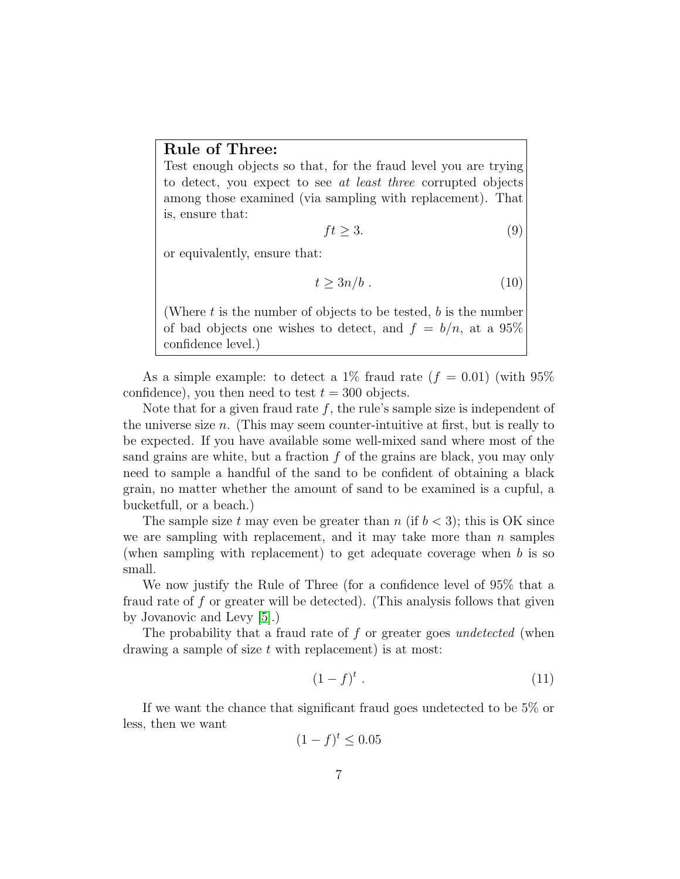**Rule of Three:**

Test enough objects so that, for the fraud level you are trying to detect, you expect to see *at least three* corrupted objects among those examined (via sampling with replacement). That is, ensure that:

$$ft \geq 3. \tag{9}$$

or equivalently, ensure that:

$$t \geq 3n/b\ . \tag{10}$$

(Where $t$ is the number of objects to be tested, $b$ is the number of bad objects one wishes to detect, and $f = b/n$, at a 95% confidence level.)

As a simple example: to detect a 1% fraud rate ($f = 0.01$) (with 95% confidence), you then need to test $t = 300$ objects.

Note that for a given fraud rate $f$, the rule's sample size is independent of the universe size $n$. (This may seem counter-intuitive at first, but is really to be expected. If you have available some well-mixed sand where most of the sand grains are white, but a fraction $f$ of the grains are black, you may only need to sample a handful of the sand to be confident of obtaining a black grain, no matter whether the amount of sand to be examined is a cupful, a bucketfull, or a beach.)

The sample size $t$ may even be greater than $n$ (if $b < 3$); this is OK since we are sampling with replacement, and it may take more than $n$ samples (when sampling with replacement) to get adequate coverage when $b$ is so small.

We now justify the Rule of Three (for a confidence level of 95% that a fraud rate of $f$ or greater will be detected). (This analysis follows that given by Jovanovic and Levy [5].)

The probability that a fraud rate of $f$ or greater goes *undetected* (when drawing a sample of size $t$ with replacement) is at most:

$$(1 - f)^t\ . \tag{11}$$

If we want the chance that significant fraud goes undetected to be 5% or less, then we want

$$(1 - f)^t \leq 0.05$$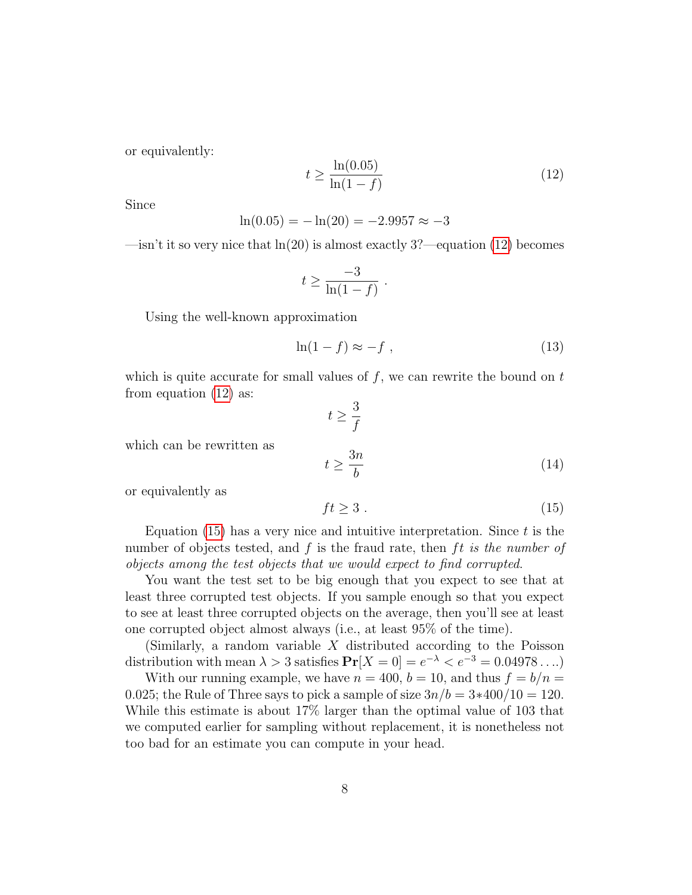or equivalently:

$$t \geq \frac{\ln(0.05)}{\ln(1-f)} \tag{12}$$

Since

$$\ln(0.05) = -\ln(20) = -2.9957 \approx -3$$

—isn't it so very nice that $\ln(20)$ is almost exactly 3?—equation (12) becomes

$$t \geq \frac{-3}{\ln(1-f)} \ .$$

Using the well-known approximation

$$\ln(1-f) \approx -f \ , \tag{13}$$

which is quite accurate for small values of $f$, we can rewrite the bound on $t$ from equation (12) as:

$$t \geq \frac{3}{f}$$

which can be rewritten as

$$t \geq \frac{3n}{b} \tag{14}$$

or equivalently as

$$ft \geq 3 \ . \tag{15}$$

Equation (15) has a very nice and intuitive interpretation. Since $t$ is the number of objects tested, and $f$ is the fraud rate, then $ft$ *is the number of objects among the test objects that we would expect to find corrupted*.

You want the test set to be big enough that you expect to see that at least three corrupted test objects. If you sample enough so that you expect to see at least three corrupted objects on the average, then you'll see at least one corrupted object almost always (i.e., at least 95% of the time).

(Similarly, a random variable $X$ distributed according to the Poisson distribution with mean $\lambda > 3$ satisfies $\mathbf{Pr}[X = 0] = e^{-\lambda} < e^{-3} = 0.04978\ldots$.)

With our running example, we have $n = 400$, $b = 10$, and thus $f = b/n = 0.025$; the Rule of Three says to pick a sample of size $3n/b = 3*400/10 = 120$. While this estimate is about 17% larger than the optimal value of 103 that we computed earlier for sampling without replacement, it is nonetheless not too bad for an estimate you can compute in your head.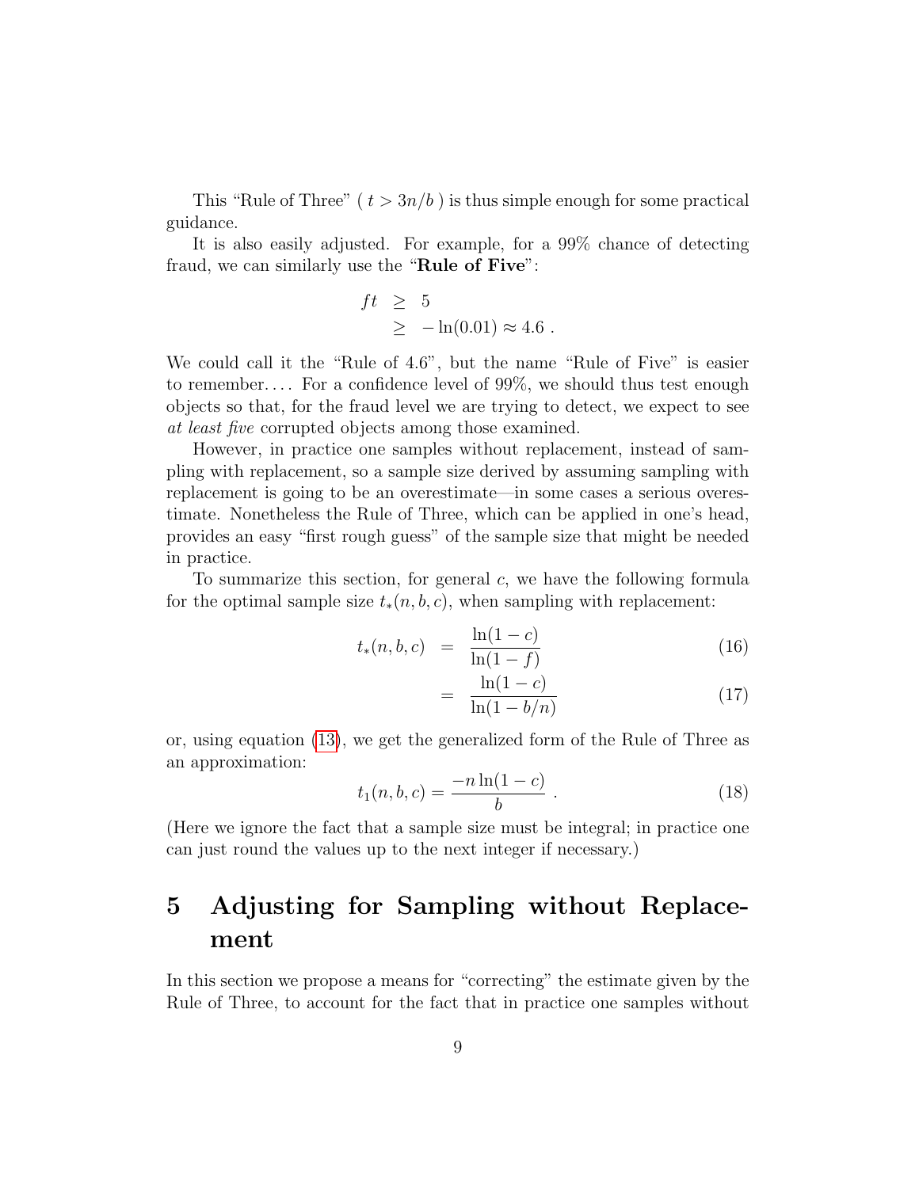This "Rule of Three" ( $t > 3n/b$ ) is thus simple enough for some practical guidance.

It is also easily adjusted. For example, for a 99% chance of detecting fraud, we can similarly use the "**Rule of Five**":

$$
\begin{aligned}
ft &\geq 5 \\
&\geq -\ln(0.01) \approx 4.6 \ .
\end{aligned}
$$

We could call it the "Rule of 4.6", but the name "Rule of Five" is easier to remember.... For a confidence level of 99%, we should thus test enough objects so that, for the fraud level we are trying to detect, we expect to see *at least five* corrupted objects among those examined.

However, in practice one samples without replacement, instead of sampling with replacement, so a sample size derived by assuming sampling with replacement is going to be an overestimate—in some cases a serious overestimate. Nonetheless the Rule of Three, which can be applied in one's head, provides an easy "first rough guess" of the sample size that might be needed in practice.

To summarize this section, for general $c$, we have the following formula for the optimal sample size $t_*(n, b, c)$, when sampling with replacement:

$$
\begin{aligned}
t_*(n, b, c) &= \frac{\ln(1-c)}{\ln(1-f)} &\quad (16) \\
&= \frac{\ln(1-c)}{\ln(1-b/n)} &\quad (17)
\end{aligned}
$$

or, using equation (13), we get the generalized form of the Rule of Three as an approximation:

$$
t_1(n, b, c) = \frac{-n\ln(1-c)}{b} \ . \quad (18)
$$

(Here we ignore the fact that a sample size must be integral; in practice one can just round the values up to the next integer if necessary.)

# 5 Adjusting for Sampling without Replacement

In this section we propose a means for "correcting" the estimate given by the Rule of Three, to account for the fact that in practice one samples without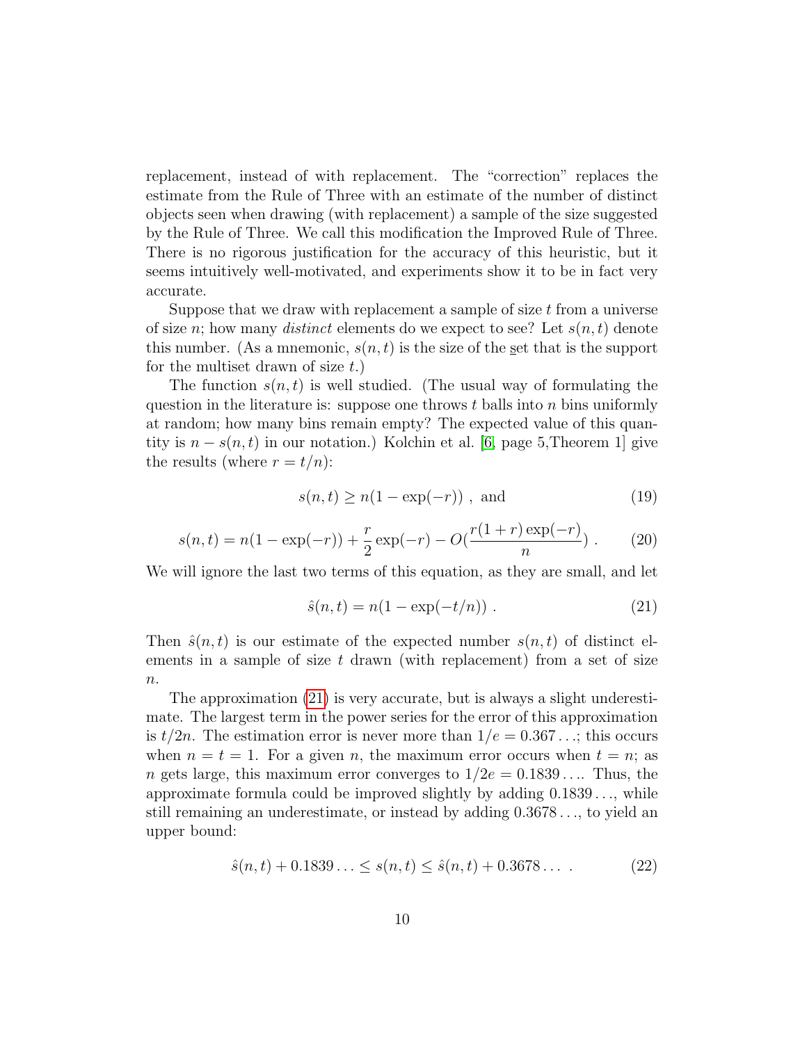replacement, instead of with replacement. The "correction" replaces the estimate from the Rule of Three with an estimate of the number of distinct objects seen when drawing (with replacement) a sample of the size suggested by the Rule of Three. We call this modification the Improved Rule of Three. There is no rigorous justification for the accuracy of this heuristic, but it seems intuitively well-motivated, and experiments show it to be in fact very accurate.

Suppose that we draw with replacement a sample of size $t$ from a universe of size $n$; how many *distinct* elements do we expect to see? Let $s(n,t)$ denote this number. (As a mnemonic, $s(n,t)$ is the size of the set that is the support for the multiset drawn of size $t$.)

The function $s(n,t)$ is well studied. (The usual way of formulating the question in the literature is: suppose one throws $t$ balls into $n$ bins uniformly at random; how many bins remain empty? The expected value of this quantity is $n - s(n,t)$ in our notation.) Kolchin et al. [6, page 5,Theorem 1] give the results (where $r = t/n$):

$$s(n,t) \geq n(1 - \exp(-r)) \text{ , and} \tag{19}$$

$$s(n,t) = n(1 - \exp(-r)) + \frac{r}{2}\exp(-r) - O(\frac{r(1+r)\exp(-r)}{n}) \ . \tag{20}$$

We will ignore the last two terms of this equation, as they are small, and let

$$\hat{s}(n,t) = n(1 - \exp(-t/n)) \ . \tag{21}$$

Then $\hat{s}(n,t)$ is our estimate of the expected number $s(n,t)$ of distinct elements in a sample of size $t$ drawn (with replacement) from a set of size $n$.

The approximation (21) is very accurate, but is always a slight underestimate. The largest term in the power series for the error of this approximation is $t/2n$. The estimation error is never more than $1/e = 0.367\ldots$; this occurs when $n = t = 1$. For a given $n$, the maximum error occurs when $t = n$; as $n$ gets large, this maximum error converges to $1/2e = 0.1839\ldots$. Thus, the approximate formula could be improved slightly by adding $0.1839\ldots$, while still remaining an underestimate, or instead by adding $0.3678\ldots$, to yield an upper bound:

$$\hat{s}(n,t) + 0.1839\ldots \leq s(n,t) \leq \hat{s}(n,t) + 0.3678\ldots \ . \tag{22}$$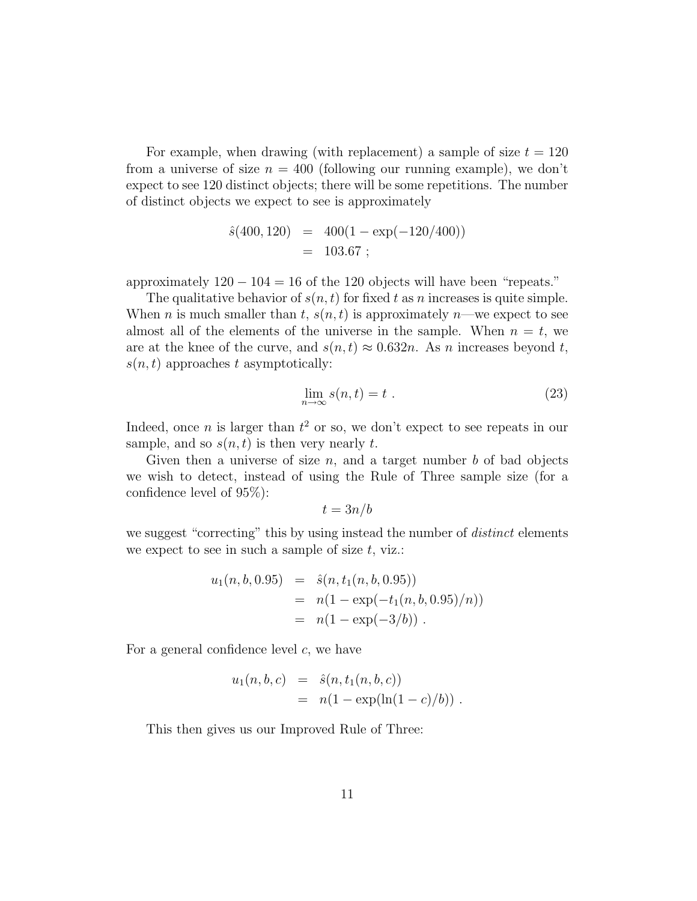For example, when drawing (with replacement) a sample of size $t = 120$ from a universe of size $n = 400$ (following our running example), we don't expect to see 120 distinct objects; there will be some repetitions. The number of distinct objects we expect to see is approximately

$$\begin{aligned} \hat{s}(400, 120) &= 400(1 - \exp(-120/400)) \\ &= 103.67 \; ; \end{aligned}$$

approximately $120 - 104 = 16$ of the 120 objects will have been "repeats."

The qualitative behavior of $s(n,t)$ for fixed $t$ as $n$ increases is quite simple. When $n$ is much smaller than $t$, $s(n,t)$ is approximately $n$—we expect to see almost all of the elements of the universe in the sample. When $n = t$, we are at the knee of the curve, and $s(n,t) \approx 0.632n$. As $n$ increases beyond $t$, $s(n,t)$ approaches $t$ asymptotically:

$$\lim_{n \to \infty} s(n,t) = t \; . \tag{23}$$

Indeed, once $n$ is larger than $t^2$ or so, we don't expect to see repeats in our sample, and so $s(n,t)$ is then very nearly $t$.

Given then a universe of size $n$, and a target number $b$ of bad objects we wish to detect, instead of using the Rule of Three sample size (for a confidence level of 95%):

$$t = 3n/b$$

we suggest "correcting" this by using instead the number of *distinct* elements we expect to see in such a sample of size $t$, viz.:

$$\begin{aligned} u_1(n, b, 0.95) &= \hat{s}(n, t_1(n, b, 0.95)) \\ &= n(1 - \exp(-t_1(n, b, 0.95)/n)) \\ &= n(1 - \exp(-3/b)) \; . \end{aligned}$$

For a general confidence level $c$, we have

$$\begin{aligned} u_1(n, b, c) &= \hat{s}(n, t_1(n, b, c)) \\ &= n(1 - \exp(\ln(1 - c)/b)) \; . \end{aligned}$$

This then gives us our Improved Rule of Three: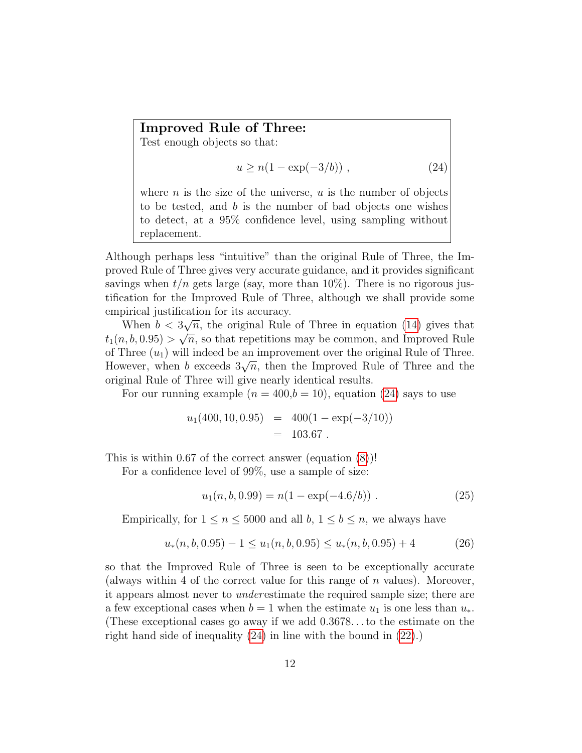**Improved Rule of Three:**
Test enough objects so that:

$$u \geq n(1 - \exp(-3/b)) \ , \tag{24}$$

where $n$ is the size of the universe, $u$ is the number of objects to be tested, and $b$ is the number of bad objects one wishes to detect, at a 95% confidence level, using sampling without replacement.

Although perhaps less "intuitive" than the original Rule of Three, the Improved Rule of Three gives very accurate guidance, and it provides significant savings when $t/n$ gets large (say, more than 10%). There is no rigorous justification for the Improved Rule of Three, although we shall provide some empirical justification for its accuracy.

When $b < 3\sqrt{n}$, the original Rule of Three in equation (14) gives that $t_1(n, b, 0.95) > \sqrt{n}$, so that repetitions may be common, and Improved Rule of Three ($u_1$) will indeed be an improvement over the original Rule of Three. However, when $b$ exceeds $3\sqrt{n}$, then the Improved Rule of Three and the original Rule of Three will give nearly identical results.

For our running example ($n = 400, b = 10$), equation (24) says to use

$$\begin{aligned} u_1(400, 10, 0.95) &= 400(1 - \exp(-3/10)) \\ &= 103.67 \ . \end{aligned}$$

This is within 0.67 of the correct answer (equation (8))!

For a confidence level of 99%, use a sample of size:

$$u_1(n, b, 0.99) = n(1 - \exp(-4.6/b)) \ . \tag{25}$$

Empirically, for $1 \leq n \leq 5000$ and all $b$, $1 \leq b \leq n$, we always have

$$u_*(n, b, 0.95) - 1 \leq u_1(n, b, 0.95) \leq u_*(n, b, 0.95) + 4 \tag{26}$$

so that the Improved Rule of Three is seen to be exceptionally accurate (always within 4 of the correct value for this range of $n$ values). Moreover, it appears almost never to *under*estimate the required sample size; there are a few exceptional cases when $b = 1$ when the estimate $u_1$ is one less than $u_*$. (These exceptional cases go away if we add 0.3678... to the estimate on the right hand side of inequality (24) in line with the bound in (22).)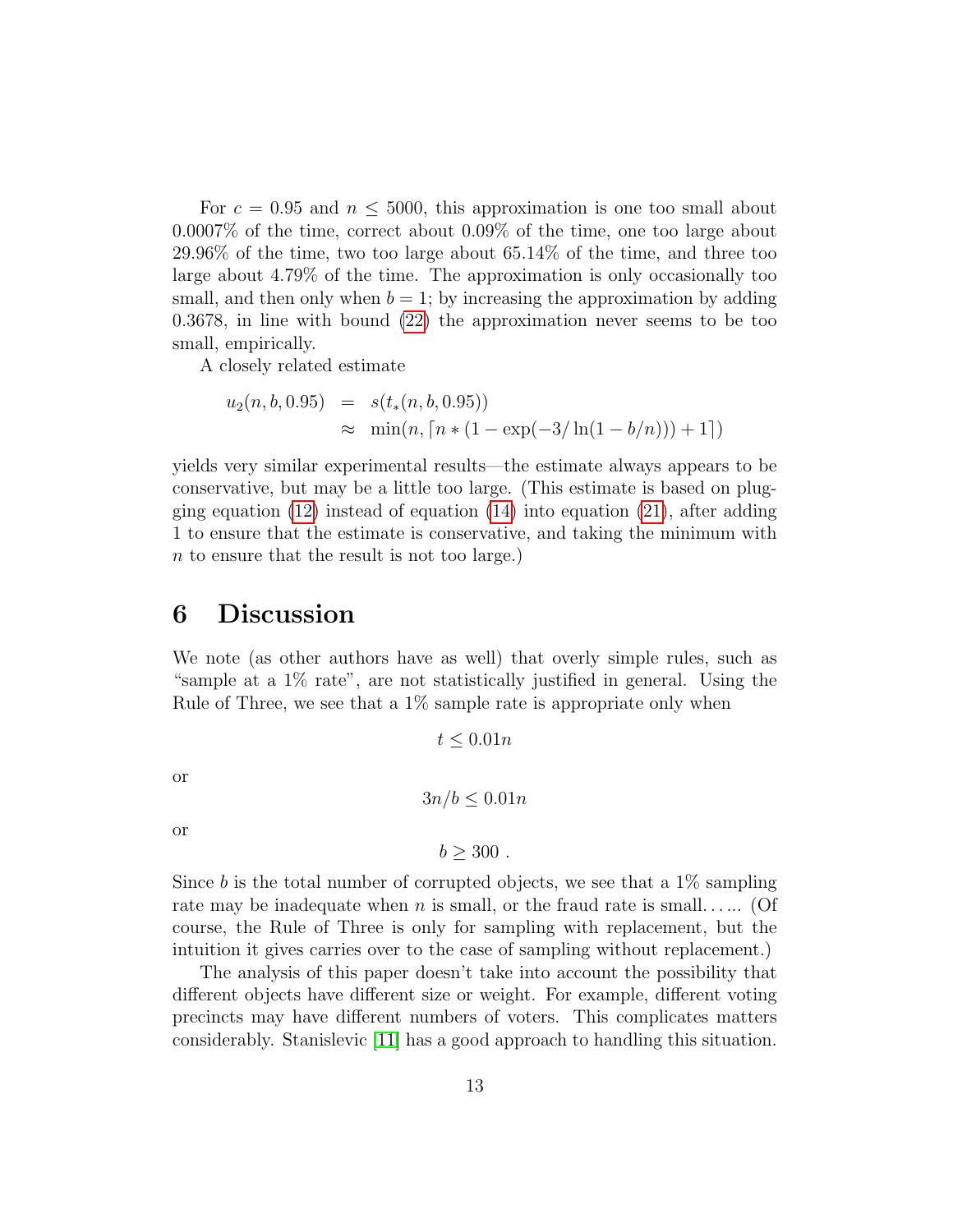For $c = 0.95$ and $n \leq 5000$, this approximation is one too small about 0.0007% of the time, correct about 0.09% of the time, one too large about 29.96% of the time, two too large about 65.14% of the time, and three too large about 4.79% of the time. The approximation is only occasionally too small, and then only when $b = 1$; by increasing the approximation by adding 0.3678, in line with bound (22) the approximation never seems to be too small, empirically.

A closely related estimate

$$
\begin{aligned}
u_2(n, b, 0.95) &= s(t_*(n, b, 0.95)) \\
&\approx \min(n, \lceil n * (1 - \exp(-3/\ln(1 - b/n))) + 1 \rceil)
\end{aligned}
$$

yields very similar experimental results—the estimate always appears to be conservative, but may be a little too large. (This estimate is based on plugging equation (12) instead of equation (14) into equation (21), after adding 1 to ensure that the estimate is conservative, and taking the minimum with $n$ to ensure that the result is not too large.)

## 6 Discussion

We note (as other authors have as well) that overly simple rules, such as "sample at a 1% rate", are not statistically justified in general. Using the Rule of Three, we see that a 1% sample rate is appropriate only when

$$t \leq 0.01n$$

or

$$3n/b \leq 0.01n$$

or

$$b \geq 300 \ .$$

Since $b$ is the total number of corrupted objects, we see that a 1% sampling rate may be inadequate when $n$ is small, or the fraud rate is small. . . ... (Of course, the Rule of Three is only for sampling with replacement, but the intuition it gives carries over to the case of sampling without replacement.)

The analysis of this paper doesn't take into account the possibility that different objects have different size or weight. For example, different voting precincts may have different numbers of voters. This complicates matters considerably. Stanislevic [11] has a good approach to handling this situation.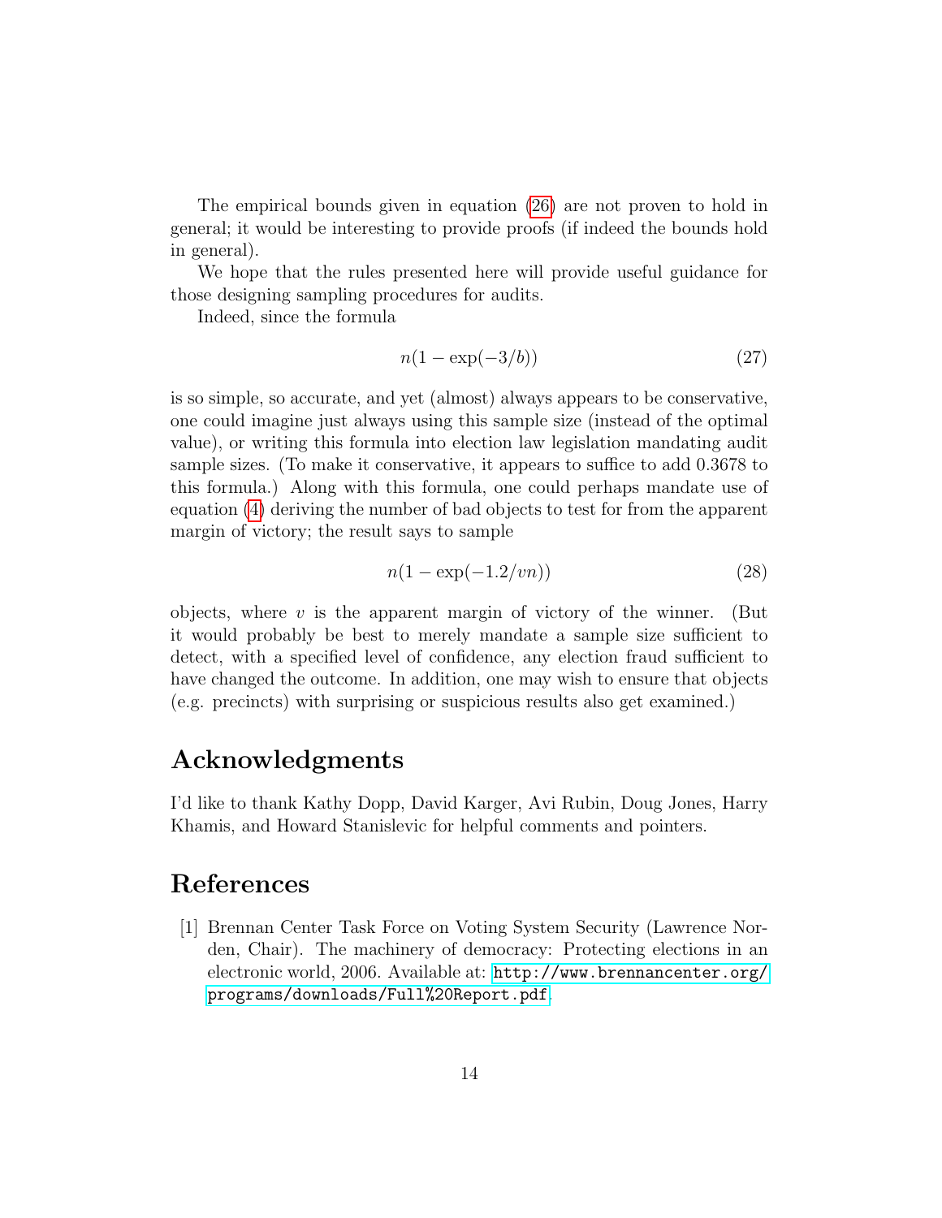The empirical bounds given in equation (26) are not proven to hold in general; it would be interesting to provide proofs (if indeed the bounds hold in general).

We hope that the rules presented here will provide useful guidance for those designing sampling procedures for audits.

Indeed, since the formula

$$n(1 - \exp(-3/b)) \tag{27}$$

is so simple, so accurate, and yet (almost) always appears to be conservative, one could imagine just always using this sample size (instead of the optimal value), or writing this formula into election law legislation mandating audit sample sizes. (To make it conservative, it appears to suffice to add 0.3678 to this formula.) Along with this formula, one could perhaps mandate use of equation (4) deriving the number of bad objects to test for from the apparent margin of victory; the result says to sample

$$n(1 - \exp(-1.2/vn)) \tag{28}$$

objects, where $v$ is the apparent margin of victory of the winner. (But it would probably be best to merely mandate a sample size sufficient to detect, with a specified level of confidence, any election fraud sufficient to have changed the outcome. In addition, one may wish to ensure that objects (e.g. precincts) with surprising or suspicious results also get examined.)

## Acknowledgments

I'd like to thank Kathy Dopp, David Karger, Avi Rubin, Doug Jones, Harry Khamis, and Howard Stanislevic for helpful comments and pointers.

## References

[1] Brennan Center Task Force on Voting System Security (Lawrence Norden, Chair). The machinery of democracy: Protecting elections in an electronic world, 2006. Available at: http://www.brennancenter.org/programs/downloads/Full%20Report.pdf.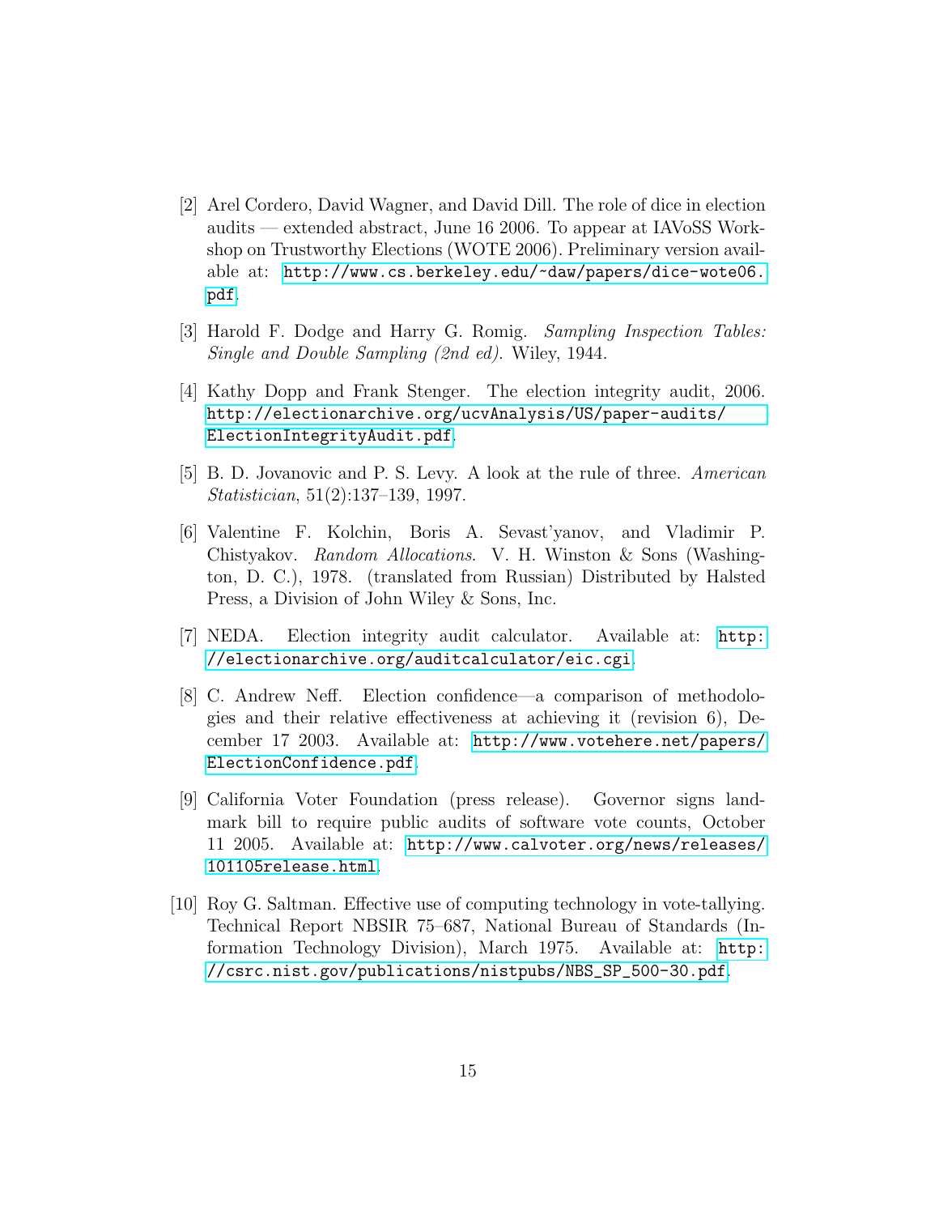[2] Arel Cordero, David Wagner, and David Dill. The role of dice in election audits — extended abstract, June 16 2006. To appear at IAVoSS Workshop on Trustworthy Elections (WOTE 2006). Preliminary version available at: http://www.cs.berkeley.edu/~daw/papers/dice-wote06.pdf.

[3] Harold F. Dodge and Harry G. Romig. *Sampling Inspection Tables: Single and Double Sampling (2nd ed).* Wiley, 1944.

[4] Kathy Dopp and Frank Stenger. The election integrity audit, 2006. http://electionarchive.org/ucvAnalysis/US/paper-audits/ElectionIntegrityAudit.pdf.

[5] B. D. Jovanovic and P. S. Levy. A look at the rule of three. *American Statistician*, 51(2):137–139, 1997.

[6] Valentine F. Kolchin, Boris A. Sevast'yanov, and Vladimir P. Chistyakov. *Random Allocations*. V. H. Winston & Sons (Washington, D. C.), 1978. (translated from Russian) Distributed by Halsted Press, a Division of John Wiley & Sons, Inc.

[7] NEDA. Election integrity audit calculator. Available at: http://electionarchive.org/auditcalculator/eic.cgi.

[8] C. Andrew Neff. Election confidence—a comparison of methodologies and their relative effectiveness at achieving it (revision 6), December 17 2003. Available at: http://www.votehere.net/papers/ElectionConfidence.pdf.

[9] California Voter Foundation (press release). Governor signs landmark bill to require public audits of software vote counts, October 11 2005. Available at: http://www.calvoter.org/news/releases/101105release.html.

[10] Roy G. Saltman. Effective use of computing technology in vote-tallying. Technical Report NBSIR 75–687, National Bureau of Standards (Information Technology Division), March 1975. Available at: http://csrc.nist.gov/publications/nistpubs/NBS_SP_500-30.pdf.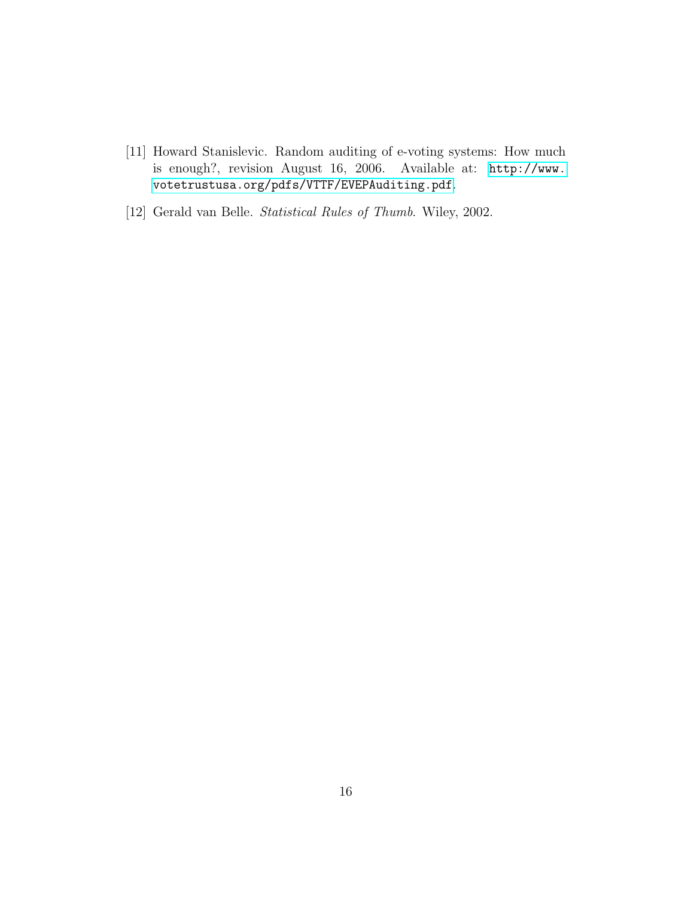[11] Howard Stanislevic. Random auditing of e-voting systems: How much is enough?, revision August 16, 2006. Available at: http://www.votetrustusa.org/pdfs/VTTF/EVEPAuditing.pdf.

[12] Gerald van Belle. *Statistical Rules of Thumb*. Wiley, 2002.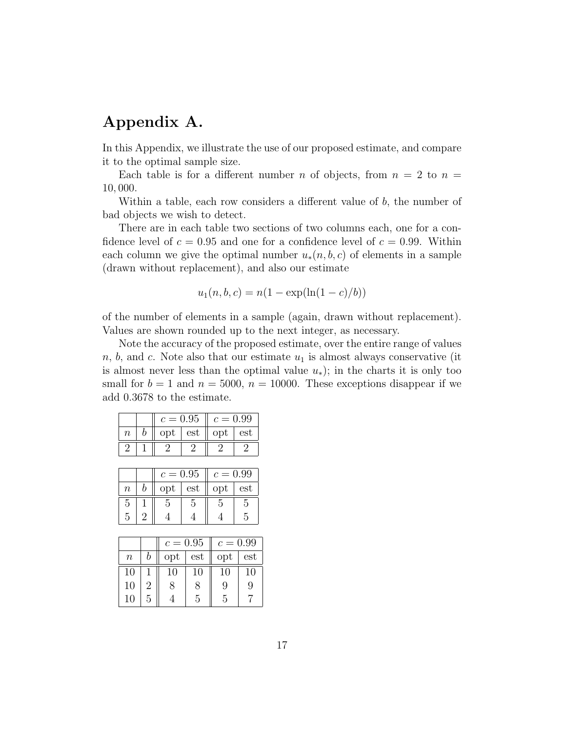# Appendix A.

In this Appendix, we illustrate the use of our proposed estimate, and compare it to the optimal sample size.

Each table is for a different number $n$ of objects, from $n = 2$ to $n = 10,000$.

Within a table, each row considers a different value of $b$, the number of bad objects we wish to detect.

There are in each table two sections of two columns each, one for a confidence level of $c = 0.95$ and one for a confidence level of $c = 0.99$. Within each column we give the optimal number $u_*(n, b, c)$ of elements in a sample (drawn without replacement), and also our estimate

$$u_1(n, b, c) = n(1 - \exp(\ln(1 - c)/b))$$

of the number of elements in a sample (again, drawn without replacement). Values are shown rounded up to the next integer, as necessary.

Note the accuracy of the proposed estimate, over the entire range of values $n$, $b$, and $c$. Note also that our estimate $u_1$ is almost always conservative (it is almost never less than the optimal value $u_*$); in the charts it is only too small for $b = 1$ and $n = 5000$, $n = 10000$. These exceptions disappear if we add 0.3678 to the estimate.

| | | $c = 0.95$ | | $c = 0.99$ | |
|---|---|---|---|---|---|
| $n$ | $b$ | opt | est | opt | est |
| 2 | 1 | 2 | 2 | 2 | 2 |

| | | $c = 0.95$ | | $c = 0.99$ | |
|---|---|---|---|---|---|
| $n$ | $b$ | opt | est | opt | est |
| 5 | 1 | 5 | 5 | 5 | 5 |
| 5 | 2 | 4 | 4 | 4 | 5 |

| | | $c = 0.95$ | | $c = 0.99$ | |
|---|---|---|---|---|---|
| $n$ | $b$ | opt | est | opt | est |
| 10 | 1 | 10 | 10 | 10 | 10 |
| 10 | 2 | 8 | 8 | 9 | 9 |
| 10 | 5 | 4 | 5 | 5 | 7 |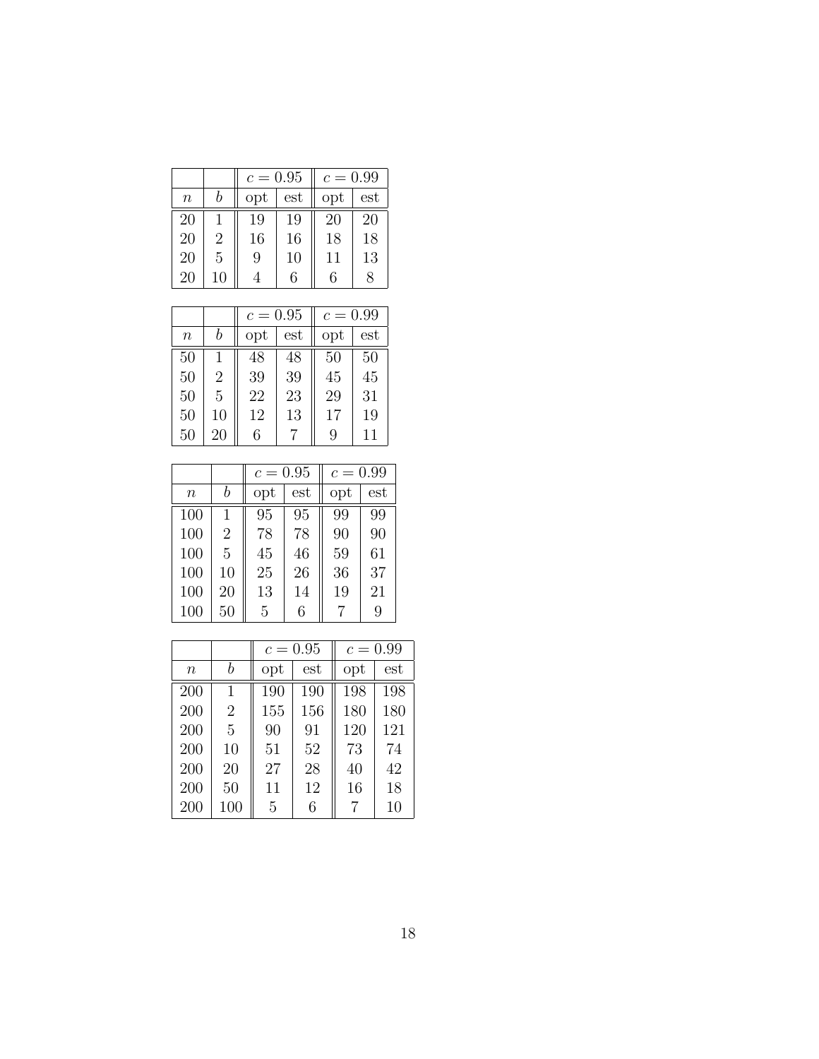| | | $c = 0.95$ | | $c = 0.99$ | |
|---|---|---|---|---|---|
| $n$ | $b$ | opt | est | opt | est |
| 20 | 1 | 19 | 19 | 20 | 20 |
| 20 | 2 | 16 | 16 | 18 | 18 |
| 20 | 5 | 9 | 10 | 11 | 13 |
| 20 | 10 | 4 | 6 | 6 | 8 |

| | | $c = 0.95$ | | $c = 0.99$ | |
|---|---|---|---|---|---|
| $n$ | $b$ | opt | est | opt | est |
| 50 | 1 | 48 | 48 | 50 | 50 |
| 50 | 2 | 39 | 39 | 45 | 45 |
| 50 | 5 | 22 | 23 | 29 | 31 |
| 50 | 10 | 12 | 13 | 17 | 19 |
| 50 | 20 | 6 | 7 | 9 | 11 |

| | | $c = 0.95$ | | $c = 0.99$ | |
|---|---|---|---|---|---|
| $n$ | $b$ | opt | est | opt | est |
| 100 | 1 | 95 | 95 | 99 | 99 |
| 100 | 2 | 78 | 78 | 90 | 90 |
| 100 | 5 | 45 | 46 | 59 | 61 |
| 100 | 10 | 25 | 26 | 36 | 37 |
| 100 | 20 | 13 | 14 | 19 | 21 |
| 100 | 50 | 5 | 6 | 7 | 9 |

| | | $c = 0.95$ | | $c = 0.99$ | |
|---|---|---|---|---|---|
| $n$ | $b$ | opt | est | opt | est |
| 200 | 1 | 190 | 190 | 198 | 198 |
| 200 | 2 | 155 | 156 | 180 | 180 |
| 200 | 5 | 90 | 91 | 120 | 121 |
| 200 | 10 | 51 | 52 | 73 | 74 |
| 200 | 20 | 27 | 28 | 40 | 42 |
| 200 | 50 | 11 | 12 | 16 | 18 |
| 200 | 100 | 5 | 6 | 7 | 10 |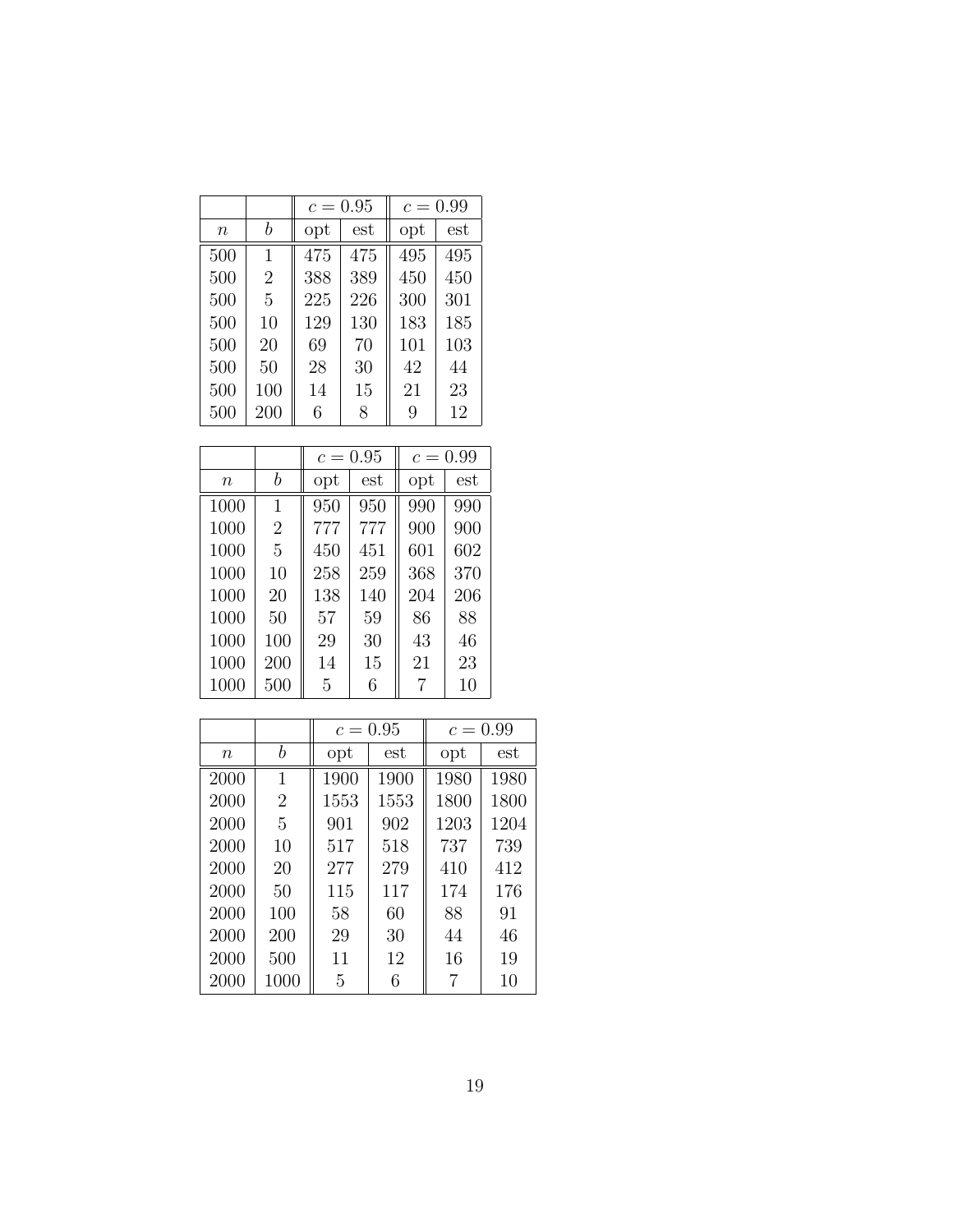| | | $c = 0.95$ | | $c = 0.99$ | |
|---|---|---|---|---|---|
| $n$ | $b$ | opt | est | opt | est |
| 500 | 1 | 475 | 475 | 495 | 495 |
| 500 | 2 | 388 | 389 | 450 | 450 |
| 500 | 5 | 225 | 226 | 300 | 301 |
| 500 | 10 | 129 | 130 | 183 | 185 |
| 500 | 20 | 69 | 70 | 101 | 103 |
| 500 | 50 | 28 | 30 | 42 | 44 |
| 500 | 100 | 14 | 15 | 21 | 23 |
| 500 | 200 | 6 | 8 | 9 | 12 |

| | | $c = 0.95$ | | $c = 0.99$ | |
|---|---|---|---|---|---|
| $n$ | $b$ | opt | est | opt | est |
| 1000 | 1 | 950 | 950 | 990 | 990 |
| 1000 | 2 | 777 | 777 | 900 | 900 |
| 1000 | 5 | 450 | 451 | 601 | 602 |
| 1000 | 10 | 258 | 259 | 368 | 370 |
| 1000 | 20 | 138 | 140 | 204 | 206 |
| 1000 | 50 | 57 | 59 | 86 | 88 |
| 1000 | 100 | 29 | 30 | 43 | 46 |
| 1000 | 200 | 14 | 15 | 21 | 23 |
| 1000 | 500 | 5 | 6 | 7 | 10 |

| | | $c = 0.95$ | | $c = 0.99$ | |
|---|---|---|---|---|---|
| $n$ | $b$ | opt | est | opt | est |
| 2000 | 1 | 1900 | 1900 | 1980 | 1980 |
| 2000 | 2 | 1553 | 1553 | 1800 | 1800 |
| 2000 | 5 | 901 | 902 | 1203 | 1204 |
| 2000 | 10 | 517 | 518 | 737 | 739 |
| 2000 | 20 | 277 | 279 | 410 | 412 |
| 2000 | 50 | 115 | 117 | 174 | 176 |
| 2000 | 100 | 58 | 60 | 88 | 91 |
| 2000 | 200 | 29 | 30 | 44 | 46 |
| 2000 | 500 | 11 | 12 | 16 | 19 |
| 2000 | 1000 | 5 | 6 | 7 | 10 |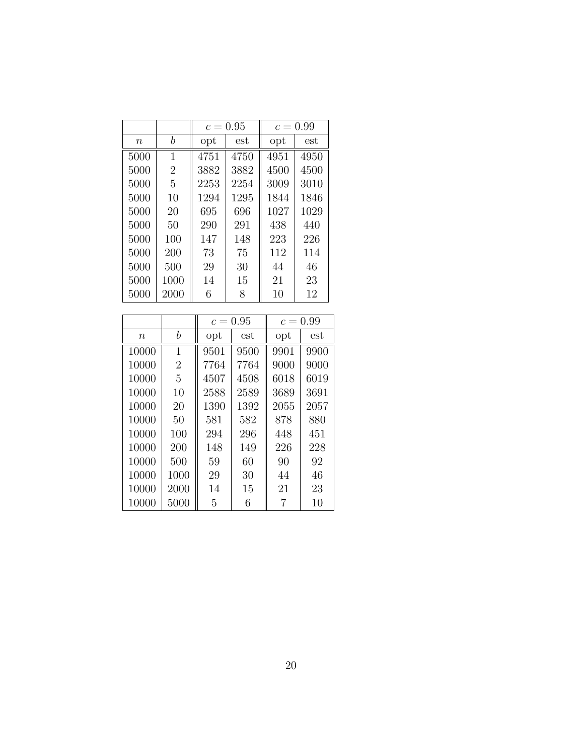| | | $c = 0.95$ | | $c = 0.99$ | |
|---|---|---|---|---|---|
| $n$ | $b$ | opt | est | opt | est |
| 5000 | 1 | 4751 | 4750 | 4951 | 4950 |
| 5000 | 2 | 3882 | 3882 | 4500 | 4500 |
| 5000 | 5 | 2253 | 2254 | 3009 | 3010 |
| 5000 | 10 | 1294 | 1295 | 1844 | 1846 |
| 5000 | 20 | 695 | 696 | 1027 | 1029 |
| 5000 | 50 | 290 | 291 | 438 | 440 |
| 5000 | 100 | 147 | 148 | 223 | 226 |
| 5000 | 200 | 73 | 75 | 112 | 114 |
| 5000 | 500 | 29 | 30 | 44 | 46 |
| 5000 | 1000 | 14 | 15 | 21 | 23 |
| 5000 | 2000 | 6 | 8 | 10 | 12 |

| | | $c = 0.95$ | | $c = 0.99$ | |
|---|---|---|---|---|---|
| $n$ | $b$ | opt | est | opt | est |
| 10000 | 1 | 9501 | 9500 | 9901 | 9900 |
| 10000 | 2 | 7764 | 7764 | 9000 | 9000 |
| 10000 | 5 | 4507 | 4508 | 6018 | 6019 |
| 10000 | 10 | 2588 | 2589 | 3689 | 3691 |
| 10000 | 20 | 1390 | 1392 | 2055 | 2057 |
| 10000 | 50 | 581 | 582 | 878 | 880 |
| 10000 | 100 | 294 | 296 | 448 | 451 |
| 10000 | 200 | 148 | 149 | 226 | 228 |
| 10000 | 500 | 59 | 60 | 90 | 92 |
| 10000 | 1000 | 29 | 30 | 44 | 46 |
| 10000 | 2000 | 14 | 15 | 21 | 23 |
| 10000 | 5000 | 5 | 6 | 7 | 10 |